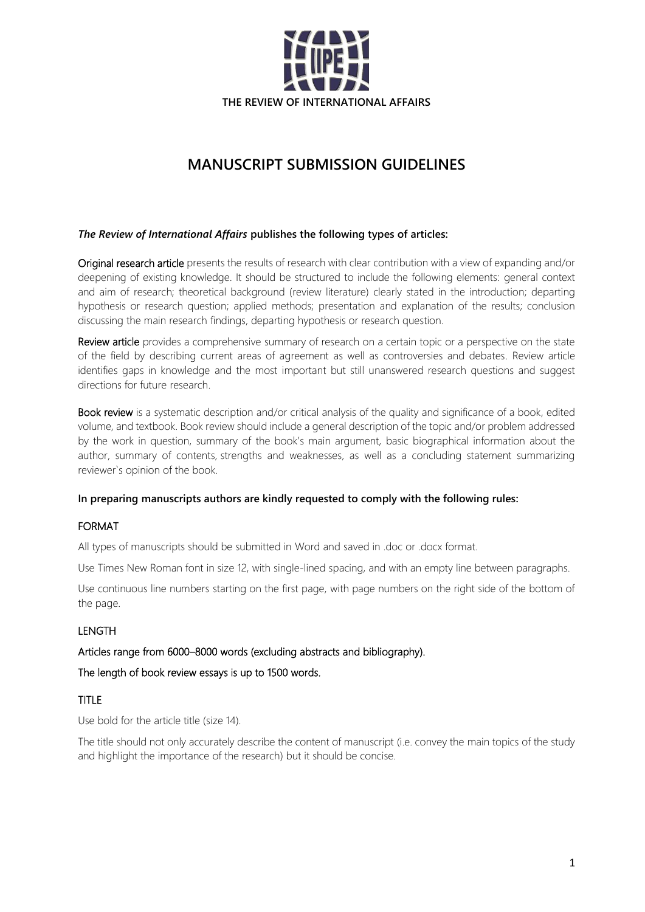THE REVIEW OF INTERNATIONAL AFFAIRS

# MANUSCRIPT SUBMISSION GUIDELINES

***The Review of International Affairs*** **publishes the following types of articles:**

Original research article presents the results of research with clear contribution with a view of expanding and/or deepening of existing knowledge. It should be structured to include the following elements: general context and aim of research; theoretical background (review literature) clearly stated in the introduction; departing hypothesis or research question; applied methods; presentation and explanation of the results; conclusion discussing the main research findings, departing hypothesis or research question.

Review article provides a comprehensive summary of research on a certain topic or a perspective on the state of the field by describing current areas of agreement as well as controversies and debates. Review article identifies gaps in knowledge and the most important but still unanswered research questions and suggest directions for future research.

Book review is a systematic description and/or critical analysis of the quality and significance of a book, edited volume, and textbook. Book review should include a general description of the topic and/or problem addressed by the work in question, summary of the book's main argument, basic biographical information about the author, summary of contents, strengths and weaknesses, as well as a concluding statement summarizing reviewer`s opinion of the book.

**In preparing manuscripts authors are kindly requested to comply with the following rules:**

## FORMAT

All types of manuscripts should be submitted in Word and saved in .doc or .docx format.

Use Times New Roman font in size 12, with single-lined spacing, and with an empty line between paragraphs.

Use continuous line numbers starting on the first page, with page numbers on the right side of the bottom of the page.

## LENGTH

Articles range from 6000–8000 words (excluding abstracts and bibliography).

The length of book review essays is up to 1500 words.

## TITLE

Use bold for the article title (size 14).

The title should not only accurately describe the content of manuscript (i.e. convey the main topics of the study and highlight the importance of the research) but it should be concise.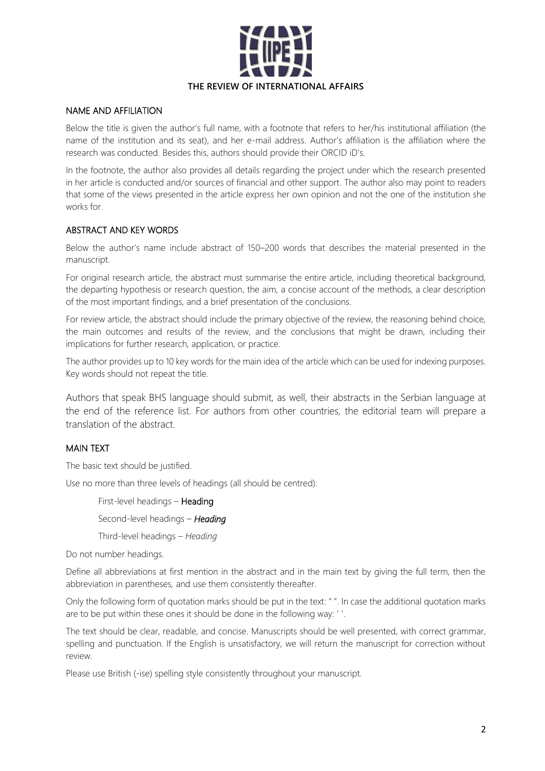## NAME AND AFFILIATION

Below the title is given the author's full name, with a footnote that refers to her/his institutional affiliation (the name of the institution and its seat), and her e-mail address. Author's affiliation is the affiliation where the research was conducted. Besides this, authors should provide their ORCID iD's.

In the footnote, the author also provides all details regarding the project under which the research presented in her article is conducted and/or sources of financial and other support. The author also may point to readers that some of the views presented in the article express her own opinion and not the one of the institution she works for.

## ABSTRACT AND KEY WORDS

Below the author's name include abstract of 150–200 words that describes the material presented in the manuscript.

For original research article, the abstract must summarise the entire article, including theoretical background, the departing hypothesis or research question, the aim, a concise account of the methods, a clear description of the most important findings, and a brief presentation of the conclusions.

For review article, the abstract should include the primary objective of the review, the reasoning behind choice, the main outcomes and results of the review, and the conclusions that might be drawn, including their implications for further research, application, or practice.

The author provides up to 10 key words for the main idea of the article which can be used for indexing purposes. Key words should not repeat the title.

Authors that speak BHS language should submit, as well, their abstracts in the Serbian language at the end of the reference list. For authors from other countries, the editorial team will prepare a translation of the abstract.

## MAIN TEXT

The basic text should be justified.

Use no more than three levels of headings (all should be centred):

First-level headings – **Heading**

Second-level headings – ***Heading***

Third-level headings – *Heading*

Do not number headings.

Define all abbreviations at first mention in the abstract and in the main text by giving the full term, then the abbreviation in parentheses, and use them consistently thereafter.

Only the following form of quotation marks should be put in the text: " ". In case the additional quotation marks are to be put within these ones it should be done in the following way: ' '.

The text should be clear, readable, and concise. Manuscripts should be well presented, with correct grammar, spelling and punctuation. If the English is unsatisfactory, we will return the manuscript for correction without review.

Please use British (-ise) spelling style consistently throughout your manuscript.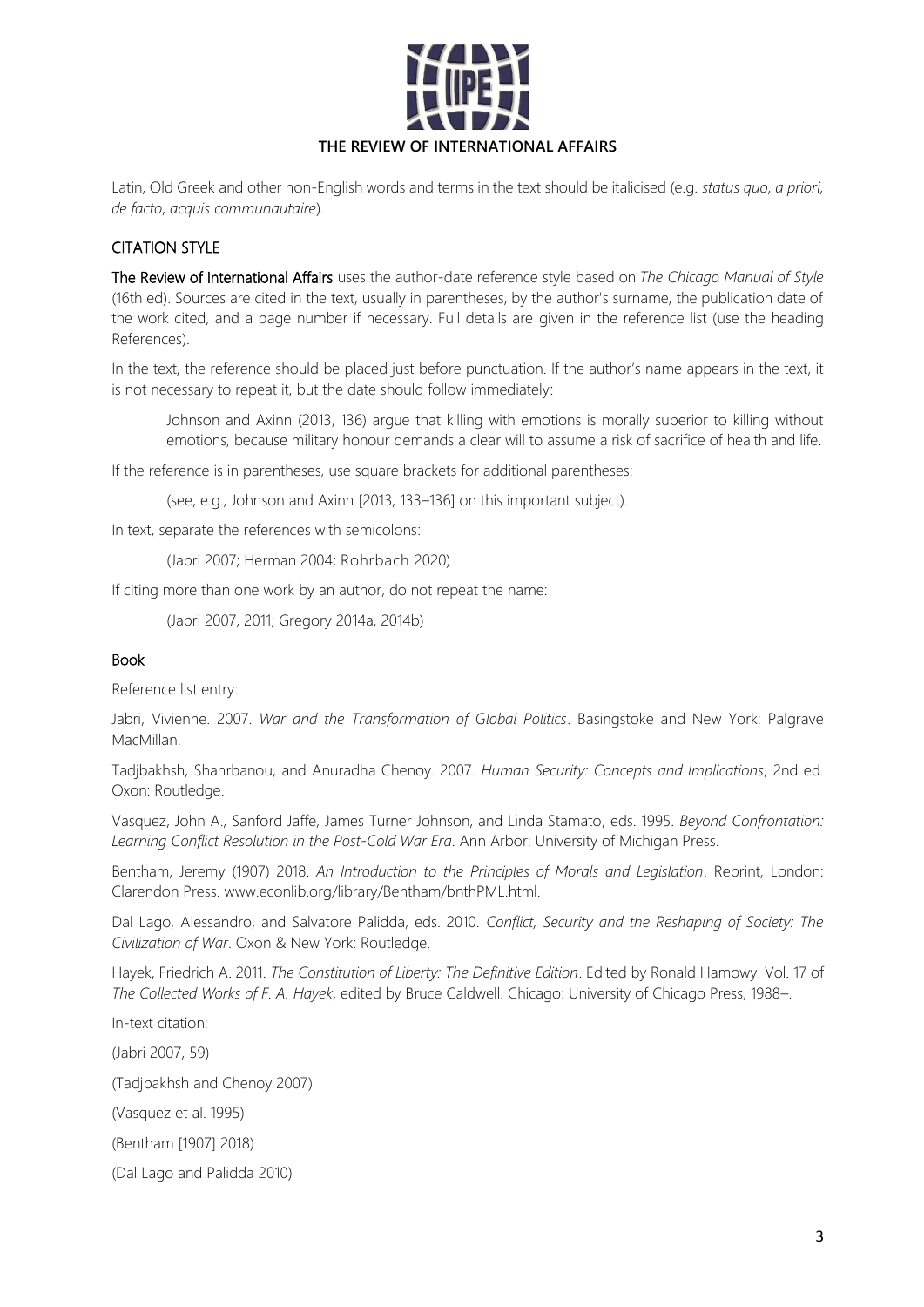Latin, Old Greek and other non-English words and terms in the text should be italicised (e.g. *status quo*, *a priori*, *de facto*, *acquis communautaire*).

## CITATION STYLE

**The Review of International Affairs** uses the author-date reference style based on *The Chicago Manual of Style* (16th ed). Sources are cited in the text, usually in parentheses, by the author's surname, the publication date of the work cited, and a page number if necessary. Full details are given in the reference list (use the heading References).

In the text, the reference should be placed just before punctuation. If the author's name appears in the text, it is not necessary to repeat it, but the date should follow immediately:

> Johnson and Axinn (2013, 136) argue that killing with emotions is morally superior to killing without emotions, because military honour demands a clear will to assume a risk of sacrifice of health and life.

If the reference is in parentheses, use square brackets for additional parentheses:

> (see, e.g., Johnson and Axinn [2013, 133–136] on this important subject).

In text, separate the references with semicolons:

> (Jabri 2007; Herman 2004; Rohrbach 2020)

If citing more than one work by an author, do not repeat the name:

> (Jabri 2007, 2011; Gregory 2014a, 2014b)

### Book

Reference list entry:

Jabri, Vivienne. 2007. *War and the Transformation of Global Politics*. Basingstoke and New York: Palgrave MacMillan.

Tadjbakhsh, Shahrbanou, and Anuradha Chenoy. 2007. *Human Security: Concepts and Implications*, 2nd ed. Oxon: Routledge.

Vasquez, John A., Sanford Jaffe, James Turner Johnson, and Linda Stamato, eds. 1995. *Beyond Confrontation: Learning Conflict Resolution in the Post-Cold War Era*. Ann Arbor: University of Michigan Press.

Bentham, Jeremy (1907) 2018. *An Introduction to the Principles of Morals and Legislation*. Reprint, London: Clarendon Press. www.econlib.org/library/Bentham/bnthPML.html.

Dal Lago, Alessandro, and Salvatore Palidda, eds. 2010. *Conflict, Security and the Reshaping of Society: The Civilization of War*. Oxon & New York: Routledge.

Hayek, Friedrich A. 2011. *The Constitution of Liberty: The Definitive Edition*. Edited by Ronald Hamowy. Vol. 17 of *The Collected Works of F. A. Hayek*, edited by Bruce Caldwell. Chicago: University of Chicago Press, 1988–.

In-text citation:

(Jabri 2007, 59)

(Tadjbakhsh and Chenoy 2007)

(Vasquez et al. 1995)

(Bentham [1907] 2018)

(Dal Lago and Palidda 2010)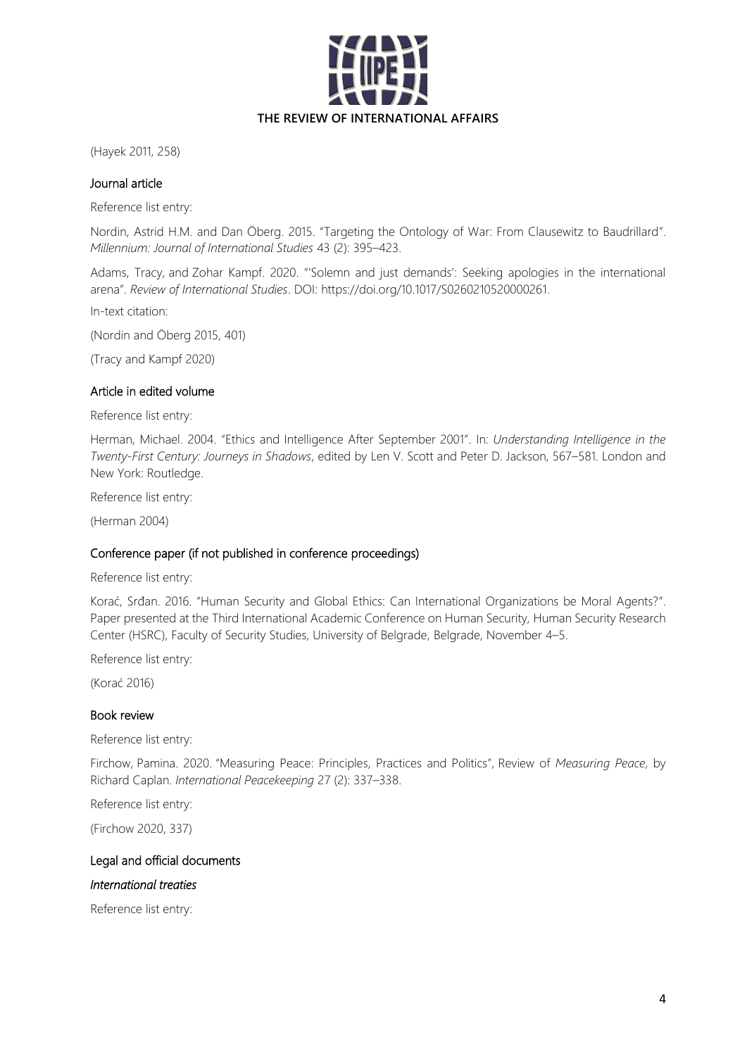(Hayek 2011, 258)

### Journal article

Reference list entry:

Nordin, Astrid H.M. and Dan Öberg. 2015. "Targeting the Ontology of War: From Clausewitz to Baudrillard". *Millennium: Journal of International Studies* 43 (2): 395–423.

Adams, Tracy, and Zohar Kampf. 2020. "'Solemn and just demands': Seeking apologies in the international arena". *Review of International Studies*. DOI: https://doi.org/10.1017/S0260210520000261.

In-text citation:

(Nordin and Öberg 2015, 401)

(Tracy and Kampf 2020)

### Article in edited volume

Reference list entry:

Herman, Michael. 2004. "Ethics and Intelligence After September 2001". In: *Understanding Intelligence in the Twenty-First Century: Journeys in Shadows*, edited by Len V. Scott and Peter D. Jackson, 567–581. London and New York: Routledge.

Reference list entry:

(Herman 2004)

### Conference paper (if not published in conference proceedings)

Reference list entry:

Korać, Srđan. 2016. "Human Security and Global Ethics: Can International Organizations be Moral Agents?". Paper presented at the Third International Academic Conference on Human Security, Human Security Research Center (HSRC), Faculty of Security Studies, University of Belgrade, Belgrade, November 4–5.

Reference list entry:

(Korać 2016)

### Book review

Reference list entry:

Firchow, Pamina. 2020. "Measuring Peace: Principles, Practices and Politics", Review of *Measuring Peace*, by Richard Caplan. *International Peacekeeping* 27 (2): 337–338.

Reference list entry:

(Firchow 2020, 337)

### Legal and official documents

#### *International treaties*

Reference list entry: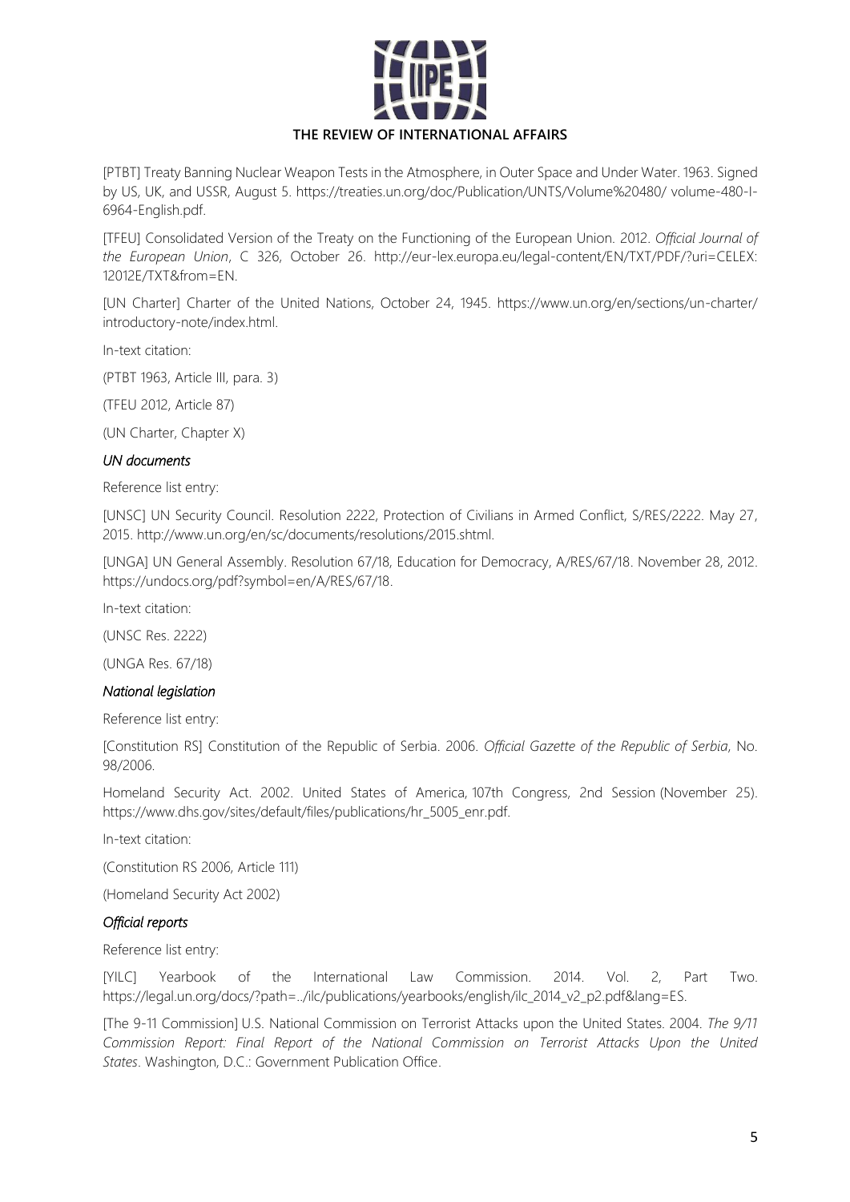[PTBT] Treaty Banning Nuclear Weapon Tests in the Atmosphere, in Outer Space and Under Water. 1963. Signed by US, UK, and USSR, August 5. https://treaties.un.org/doc/Publication/UNTS/Volume%20480/ volume-480-I-6964-English.pdf.

[TFEU] Consolidated Version of the Treaty on the Functioning of the European Union. 2012. *Official Journal of the European Union*, C 326, October 26. http://eur-lex.europa.eu/legal-content/EN/TXT/PDF/?uri=CELEX: 12012E/TXT&from=EN.

[UN Charter] Charter of the United Nations, October 24, 1945. https://www.un.org/en/sections/un-charter/ introductory-note/index.html.

In-text citation:

(PTBT 1963, Article III, para. 3)

(TFEU 2012, Article 87)

(UN Charter, Chapter X)

### *UN documents*

Reference list entry:

[UNSC] UN Security Council. Resolution 2222, Protection of Civilians in Armed Conflict, S/RES/2222. May 27, 2015. http://www.un.org/en/sc/documents/resolutions/2015.shtml.

[UNGA] UN General Assembly. Resolution 67/18, Education for Democracy, A/RES/67/18. November 28, 2012. https://undocs.org/pdf?symbol=en/A/RES/67/18.

In-text citation:

(UNSC Res. 2222)

(UNGA Res. 67/18)

### *National legislation*

Reference list entry:

[Constitution RS] Constitution of the Republic of Serbia. 2006. *Official Gazette of the Republic of Serbia*, No. 98/2006.

Homeland Security Act. 2002. United States of America, 107th Congress, 2nd Session (November 25). https://www.dhs.gov/sites/default/files/publications/hr_5005_enr.pdf.

In-text citation:

(Constitution RS 2006, Article 111)

(Homeland Security Act 2002)

### *Official reports*

Reference list entry:

[YILC] Yearbook of the International Law Commission. 2014. Vol. 2, Part Two. https://legal.un.org/docs/?path=../ilc/publications/yearbooks/english/ilc_2014_v2_p2.pdf&lang=ES.

[The 9-11 Commission] U.S. National Commission on Terrorist Attacks upon the United States. 2004. *The 9/11 Commission Report: Final Report of the National Commission on Terrorist Attacks Upon the United States*. Washington, D.C.: Government Publication Office.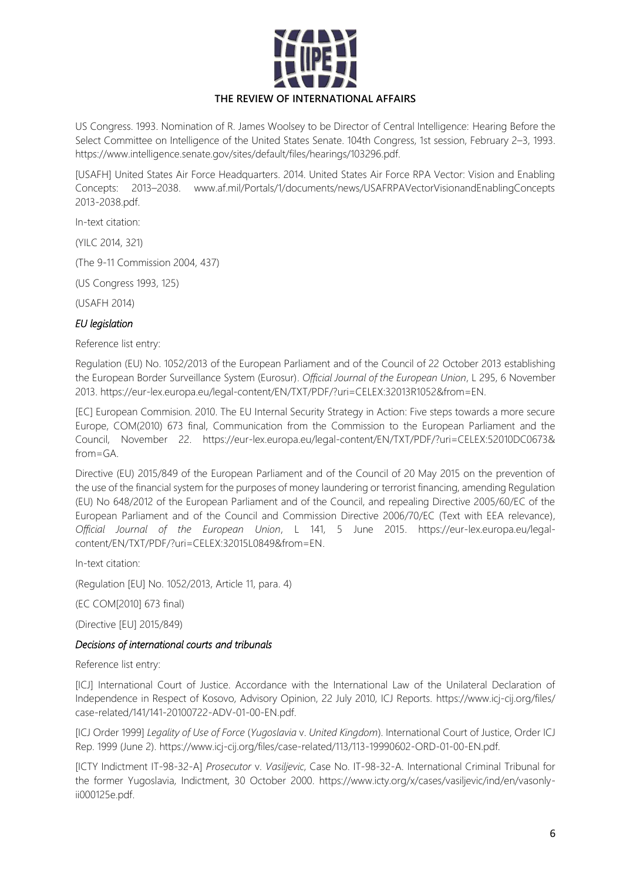US Congress. 1993. Nomination of R. James Woolsey to be Director of Central Intelligence: Hearing Before the Select Committee on Intelligence of the United States Senate. 104th Congress, 1st session, February 2–3, 1993. https://www.intelligence.senate.gov/sites/default/files/hearings/103296.pdf.

[USAFH] United States Air Force Headquarters. 2014. United States Air Force RPA Vector: Vision and Enabling Concepts: 2013–2038. www.af.mil/Portals/1/documents/news/USAFRPAVectorVisionandEnablingConcepts 2013-2038.pdf.

In-text citation:

(YILC 2014, 321)

(The 9-11 Commission 2004, 437)

(US Congress 1993, 125)

(USAFH 2014)

### *EU legislation*

Reference list entry:

Regulation (EU) No. 1052/2013 of the European Parliament and of the Council of 22 October 2013 establishing the European Border Surveillance System (Eurosur). *Official Journal of the European Union*, L 295, 6 November 2013. https://eur-lex.europa.eu/legal-content/EN/TXT/PDF/?uri=CELEX:32013R1052&from=EN.

[EC] European Commision. 2010. The EU Internal Security Strategy in Action: Five steps towards a more secure Europe, COM(2010) 673 final, Communication from the Commission to the European Parliament and the Council, November 22. https://eur-lex.europa.eu/legal-content/EN/TXT/PDF/?uri=CELEX:52010DC0673&from=GA.

Directive (EU) 2015/849 of the European Parliament and of the Council of 20 May 2015 on the prevention of the use of the financial system for the purposes of money laundering or terrorist financing, amending Regulation (EU) No 648/2012 of the European Parliament and of the Council, and repealing Directive 2005/60/EC of the European Parliament and of the Council and Commission Directive 2006/70/EC (Text with EEA relevance), *Official Journal of the European Union*, L 141, 5 June 2015. https://eur-lex.europa.eu/legal-content/EN/TXT/PDF/?uri=CELEX:32015L0849&from=EN.

In-text citation:

(Regulation [EU] No. 1052/2013, Article 11, para. 4)

(EC COM[2010] 673 final)

(Directive [EU] 2015/849)

### *Decisions of international courts and tribunals*

Reference list entry:

[ICJ] International Court of Justice. Accordance with the International Law of the Unilateral Declaration of Independence in Respect of Kosovo, Advisory Opinion, 22 July 2010, ICJ Reports. https://www.icj-cij.org/files/case-related/141/141-20100722-ADV-01-00-EN.pdf.

[ICJ Order 1999] *Legality of Use of Force* (*Yugoslavia* v. *United Kingdom*). International Court of Justice, Order ICJ Rep. 1999 (June 2). https://www.icj-cij.org/files/case-related/113/113-19990602-ORD-01-00-EN.pdf.

[ICTY Indictment IT-98-32-A] *Prosecutor* v. *Vasiljevic*, Case No. IT-98-32-A. International Criminal Tribunal for the former Yugoslavia, Indictment, 30 October 2000. https://www.icty.org/x/cases/vasiljevic/ind/en/vasonly-ii000125e.pdf.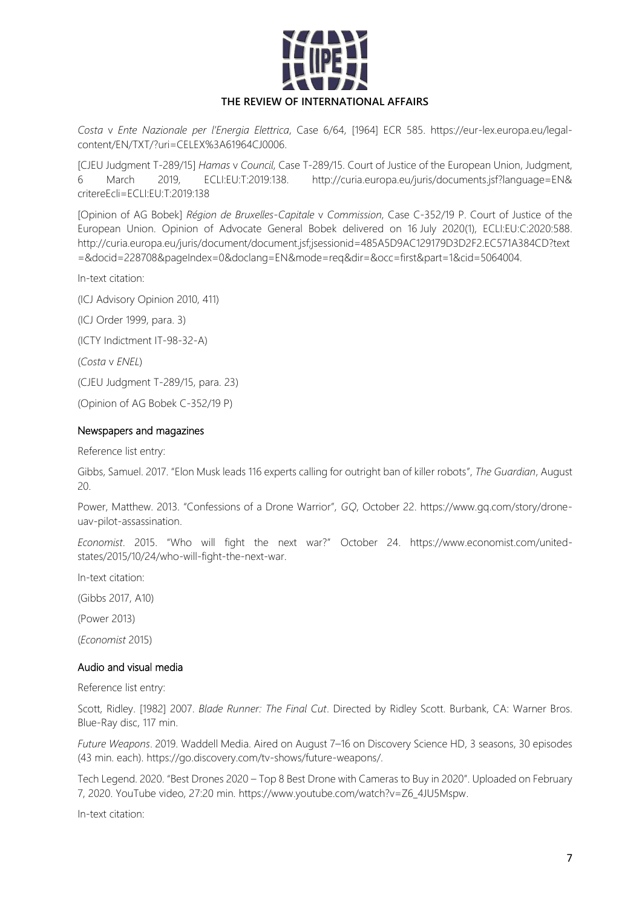*Costa* v *Ente Nazionale per l'Energia Elettrica*, Case 6/64, [1964] ECR 585. https://eur-lex.europa.eu/legal-content/EN/TXT/?uri=CELEX%3A61964CJ0006.

[CJEU Judgment T-289/15] *Hamas* v *Council*, Case T-289/15. Court of Justice of the European Union, Judgment, 6 March 2019, ECLI:EU:T:2019:138. http://curia.europa.eu/juris/documents.jsf?language=EN&critereEcli=ECLI:EU:T:2019:138

[Opinion of AG Bobek] *Région de Bruxelles-Capitale* v *Commission*, Case C-352/19 P. Court of Justice of the European Union. Opinion of Advocate General Bobek delivered on 16 July 2020(1), ECLI:EU:C:2020:588. http://curia.europa.eu/juris/document/document.jsf;jsessionid=485A5D9AC129179D3D2F2.EC571A384CD?text=&docid=228708&pageIndex=0&doclang=EN&mode=req&dir=&occ=first&part=1&cid=5064004.

In-text citation:

(ICJ Advisory Opinion 2010, 411)

(ICJ Order 1999, para. 3)

(ICTY Indictment IT-98-32-A)

(*Costa* v *ENEL*)

(CJEU Judgment T-289/15, para. 23)

(Opinion of AG Bobek C-352/19 P)

### Newspapers and magazines

Reference list entry:

Gibbs, Samuel. 2017. "Elon Musk leads 116 experts calling for outright ban of killer robots", *The Guardian*, August 20.

Power, Matthew. 2013. "Confessions of a Drone Warrior", *GQ*, October 22. https://www.gq.com/story/drone-uav-pilot-assassination.

*Economist*. 2015. "Who will fight the next war?" October 24. https://www.economist.com/united-states/2015/10/24/who-will-fight-the-next-war.

In-text citation:

(Gibbs 2017, A10)

(Power 2013)

(*Economist* 2015)

### Audio and visual media

Reference list entry:

Scott, Ridley. [1982] 2007. *Blade Runner: The Final Cut*. Directed by Ridley Scott. Burbank, CA: Warner Bros. Blue-Ray disc, 117 min.

*Future Weapons*. 2019. Waddell Media. Aired on August 7–16 on Discovery Science HD, 3 seasons, 30 episodes (43 min. each). https://go.discovery.com/tv-shows/future-weapons/.

Tech Legend. 2020. "Best Drones 2020 – Top 8 Best Drone with Cameras to Buy in 2020". Uploaded on February 7, 2020. YouTube video, 27:20 min. https://www.youtube.com/watch?v=Z6_4JU5Mspw.

In-text citation: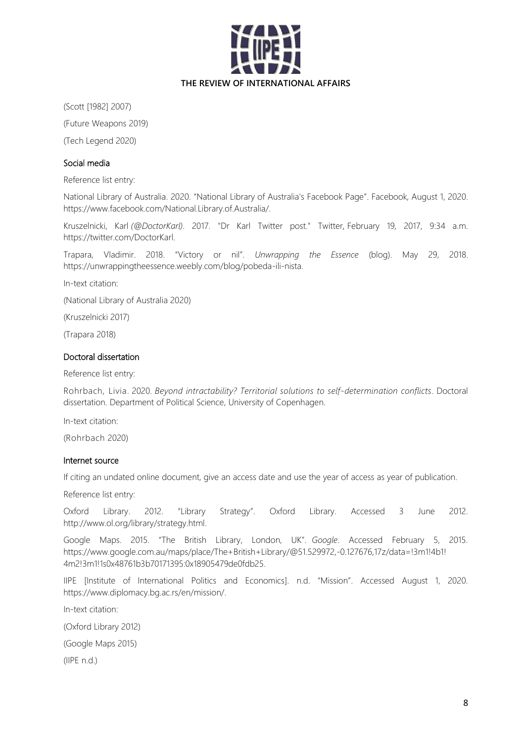(Scott [1982] 2007)

(Future Weapons 2019)

(Tech Legend 2020)

### Social media

Reference list entry:

National Library of Australia. 2020. "National Library of Australia's Facebook Page". Facebook, August 1, 2020. https://www.facebook.com/National.Library.of.Australia/.

Kruszelnicki, Karl *(@DoctorKarl)*. 2017. "Dr Karl Twitter post." Twitter, February 19, 2017, 9:34 a.m. https://twitter.com/DoctorKarl.

Trapara, Vladimir. 2018. "Victory or nil". *Unwrapping the Essence* (blog). May 29, 2018. https://unwrappingtheessence.weebly.com/blog/pobeda-ili-nista.

In-text citation:

(National Library of Australia 2020)

(Kruszelnicki 2017)

(Trapara 2018)

### Doctoral dissertation

Reference list entry:

Rohrbach, Livia. 2020. *Beyond intractability? Territorial solutions to self-determination conflicts*. Doctoral dissertation. Department of Political Science, University of Copenhagen.

In-text citation:

(Rohrbach 2020)

### Internet source

If citing an undated online document, give an access date and use the year of access as year of publication.

Reference list entry:

Oxford Library. 2012. "Library Strategy". Oxford Library. Accessed 3 June 2012. http://www.ol.org/library/strategy.html.

Google Maps. 2015. "The British Library, London, UK". *Google*. Accessed February 5, 2015. https://www.google.com.au/maps/place/The+British+Library/@51.529972,-0.127676,17z/data=!3m1!4b1!4m2!3m1!1s0x48761b3b70171395:0x18905479de0fdb25.

IIPE [Institute of International Politics and Economics]. n.d. "Mission". Accessed August 1, 2020. https://www.diplomacy.bg.ac.rs/en/mission/.

In-text citation:

(Oxford Library 2012)

(Google Maps 2015)

(IIPE n.d.)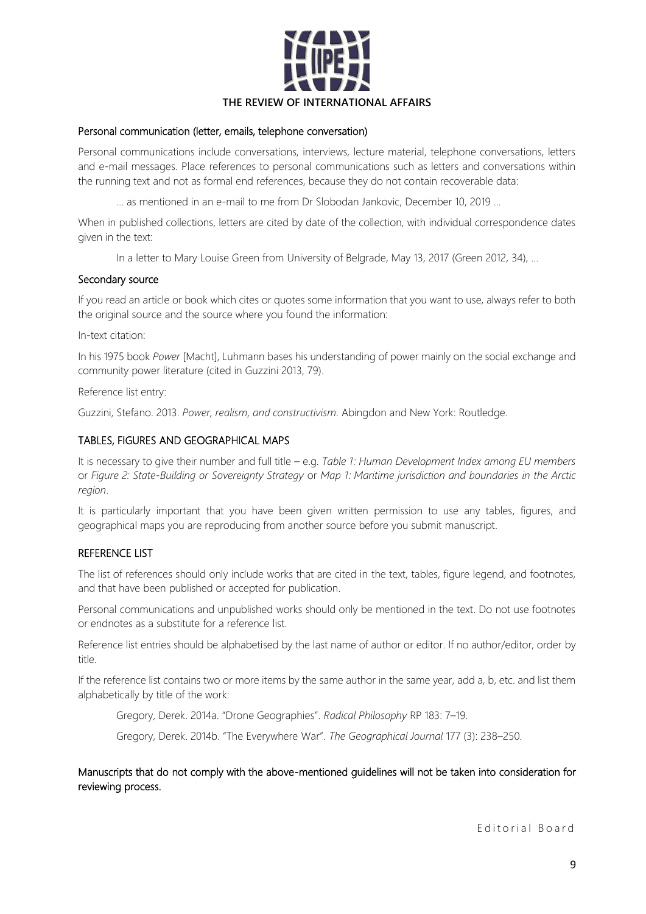### Personal communication (letter, emails, telephone conversation)

Personal communications include conversations, interviews, lecture material, telephone conversations, letters and e-mail messages. Place references to personal communications such as letters and conversations within the running text and not as formal end references, because they do not contain recoverable data:

> … as mentioned in an e-mail to me from Dr Slobodan Jankovic, December 10, 2019 …

When in published collections, letters are cited by date of the collection, with individual correspondence dates given in the text:

> In a letter to Mary Louise Green from University of Belgrade, May 13, 2017 (Green 2012, 34), …

### Secondary source

If you read an article or book which cites or quotes some information that you want to use, always refer to both the original source and the source where you found the information:

In-text citation:

In his 1975 book *Power* [Macht], Luhmann bases his understanding of power mainly on the social exchange and community power literature (cited in Guzzini 2013, 79).

Reference list entry:

Guzzini, Stefano. 2013. *Power, realism, and constructivism*. Abingdon and New York: Routledge.

## TABLES, FIGURES AND GEOGRAPHICAL MAPS

It is necessary to give their number and full title – e.g. *Table 1: Human Development Index among EU members* or *Figure 2: State-Building or Sovereignty Strategy* or *Map 1: Maritime jurisdiction and boundaries in the Arctic region*.

It is particularly important that you have been given written permission to use any tables, figures, and geographical maps you are reproducing from another source before you submit manuscript.

## REFERENCE LIST

The list of references should only include works that are cited in the text, tables, figure legend, and footnotes, and that have been published or accepted for publication.

Personal communications and unpublished works should only be mentioned in the text. Do not use footnotes or endnotes as a substitute for a reference list.

Reference list entries should be alphabetised by the last name of author or editor. If no author/editor, order by title.

If the reference list contains two or more items by the same author in the same year, add a, b, etc. and list them alphabetically by title of the work:

> Gregory, Derek. 2014a. "Drone Geographies". *Radical Philosophy* RP 183: 7–19.
>
> Gregory, Derek. 2014b. "The Everywhere War". *The Geographical Journal* 177 (3): 238–250.

Manuscripts that do not comply with the above-mentioned guidelines will not be taken into consideration for reviewing process.

Editorial Board